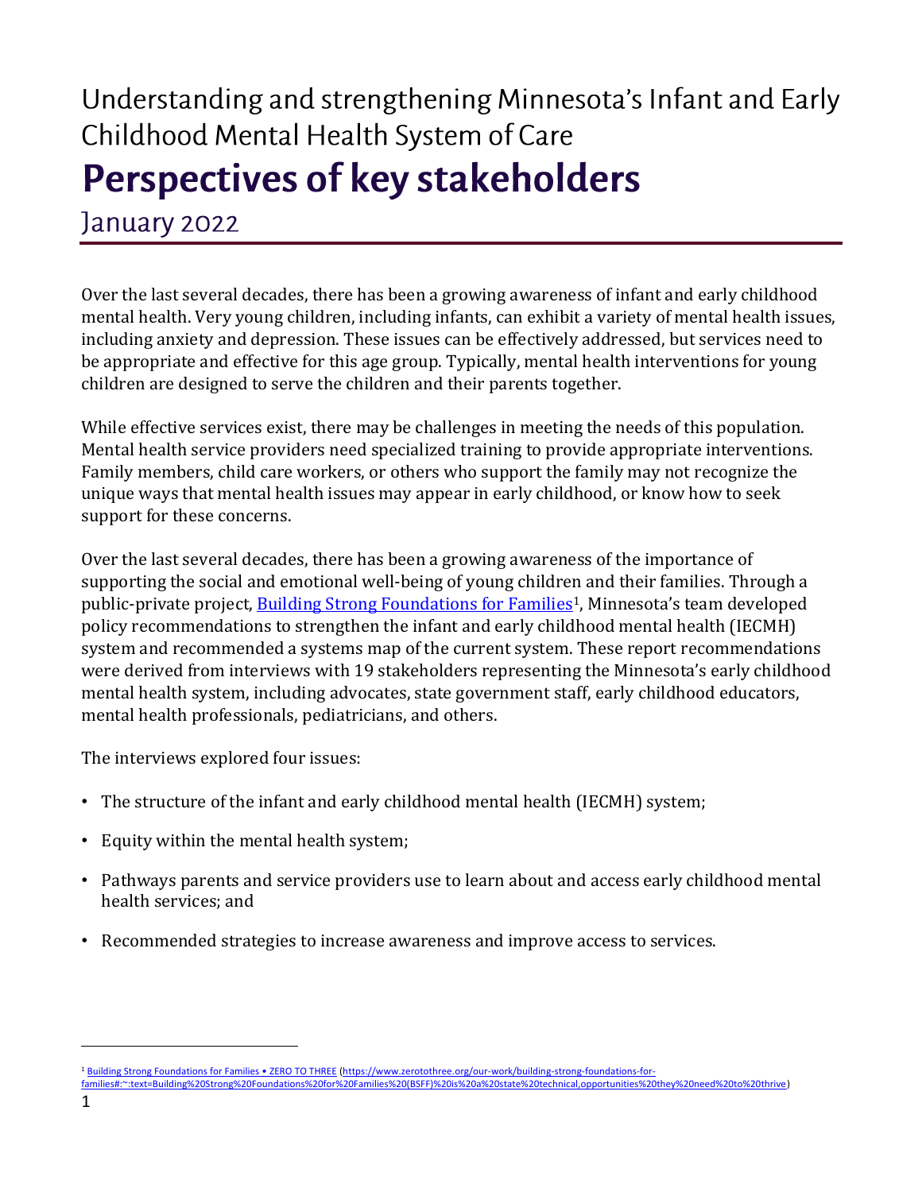# Understanding and strengthening Minnesota's Infant and Early Childhood Mental Health System of Care

# **Perspectives of key stakeholders**

## January 2022

Over the last several decades, there has been a growing awareness of infant and early childhood mental health. Very young children, including infants, can exhibit a variety of mental health issues, including anxiety and depression. These issues can be effectively addressed, but services need to be appropriate and effective for this age group. Typically, mental health interventions for young children are designed to serve the children and their parents together.

While effective services exist, there may be challenges in meeting the needs of this population. Mental health service providers need specialized training to provide appropriate interventions. Family members, child care workers, or others who support the family may not recognize the unique ways that mental health issues may appear in early childhood, or know how to seek support for these concerns.

Over the last several decades, there has been a growing awareness of the importance of supporting the social and emotional well-being of young children and their families. Through a public-private project, [Building Strong Foundations for Families][1], Minnesota's team developed policy recommendations to strengthen the infant and early childhood mental health (IECMH) system and recommended a systems map of the current system. These report recommendations were derived from interviews with 19 stakeholders representing the Minnesota's early childhood mental health system, including advocates, state government staff, early childhood educators, mental health professionals, pediatricians, and others.

The interviews explored four issues:

- The structure of the infant and early childhood mental health (IECMH) system;
- Equity within the mental health system;
- Pathways parents and service providers use to learn about and access early childhood mental health services; and
- Recommended strategies to increase awareness and improve access to services.

---

[1] Building Strong Foundations for Families • ZERO TO THREE (https://www.zerotothree.org/our-work/building-strong-foundations-for-families#:~:text=Building%20Strong%20Foundations%20for%20Families%20(BSFF)%20is%20a%20state%20technical,opportunities%20they%20need%20to%20thrive)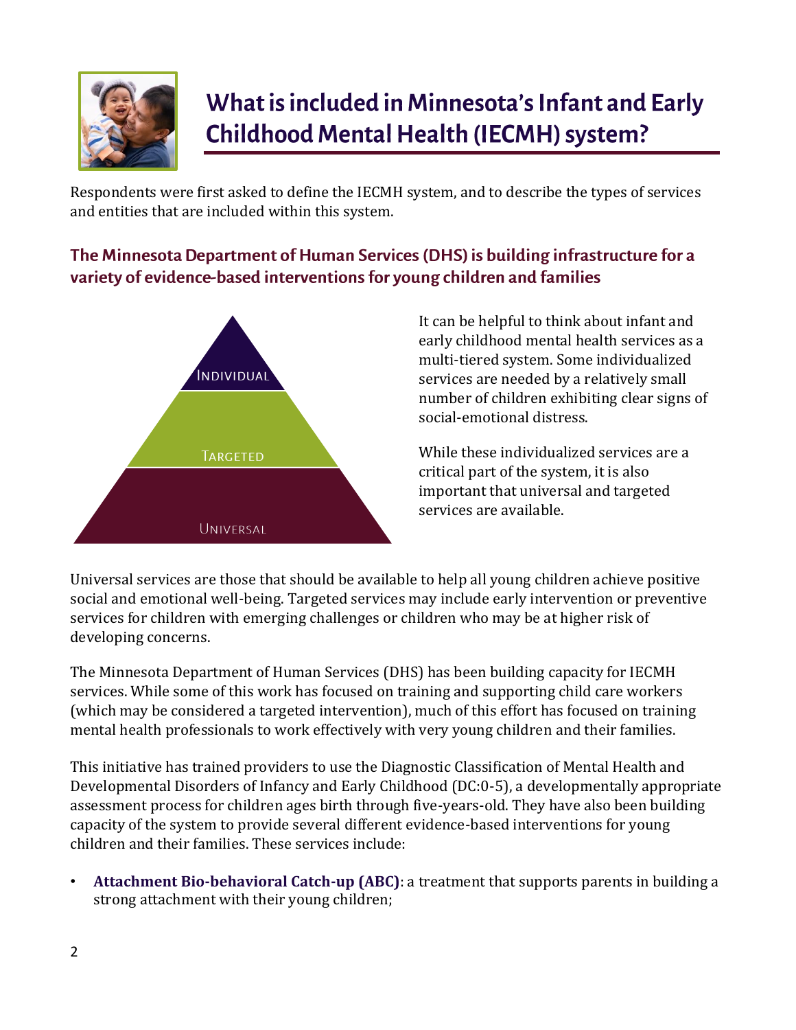# What is included in Minnesota's Infant and Early Childhood Mental Health (IECMH) system?

Respondents were first asked to define the IECMH system, and to describe the types of services and entities that are included within this system.

## The Minnesota Department of Human Services (DHS) is building infrastructure for a variety of evidence-based interventions for young children and families

Individual

Targeted

Universal

It can be helpful to think about infant and early childhood mental health services as a multi-tiered system. Some individualized services are needed by a relatively small number of children exhibiting clear signs of social-emotional distress.

While these individualized services are a critical part of the system, it is also important that universal and targeted services are available.

Universal services are those that should be available to help all young children achieve positive social and emotional well-being. Targeted services may include early intervention or preventive services for children with emerging challenges or children who may be at higher risk of developing concerns.

The Minnesota Department of Human Services (DHS) has been building capacity for IECMH services. While some of this work has focused on training and supporting child care workers (which may be considered a targeted intervention), much of this effort has focused on training mental health professionals to work effectively with very young children and their families.

This initiative has trained providers to use the Diagnostic Classification of Mental Health and Developmental Disorders of Infancy and Early Childhood (DC:0-5), a developmentally appropriate assessment process for children ages birth through five-years-old. They have also been building capacity of the system to provide several different evidence-based interventions for young children and their families. These services include:

- **Attachment Bio-behavioral Catch-up (ABC)**: a treatment that supports parents in building a strong attachment with their young children;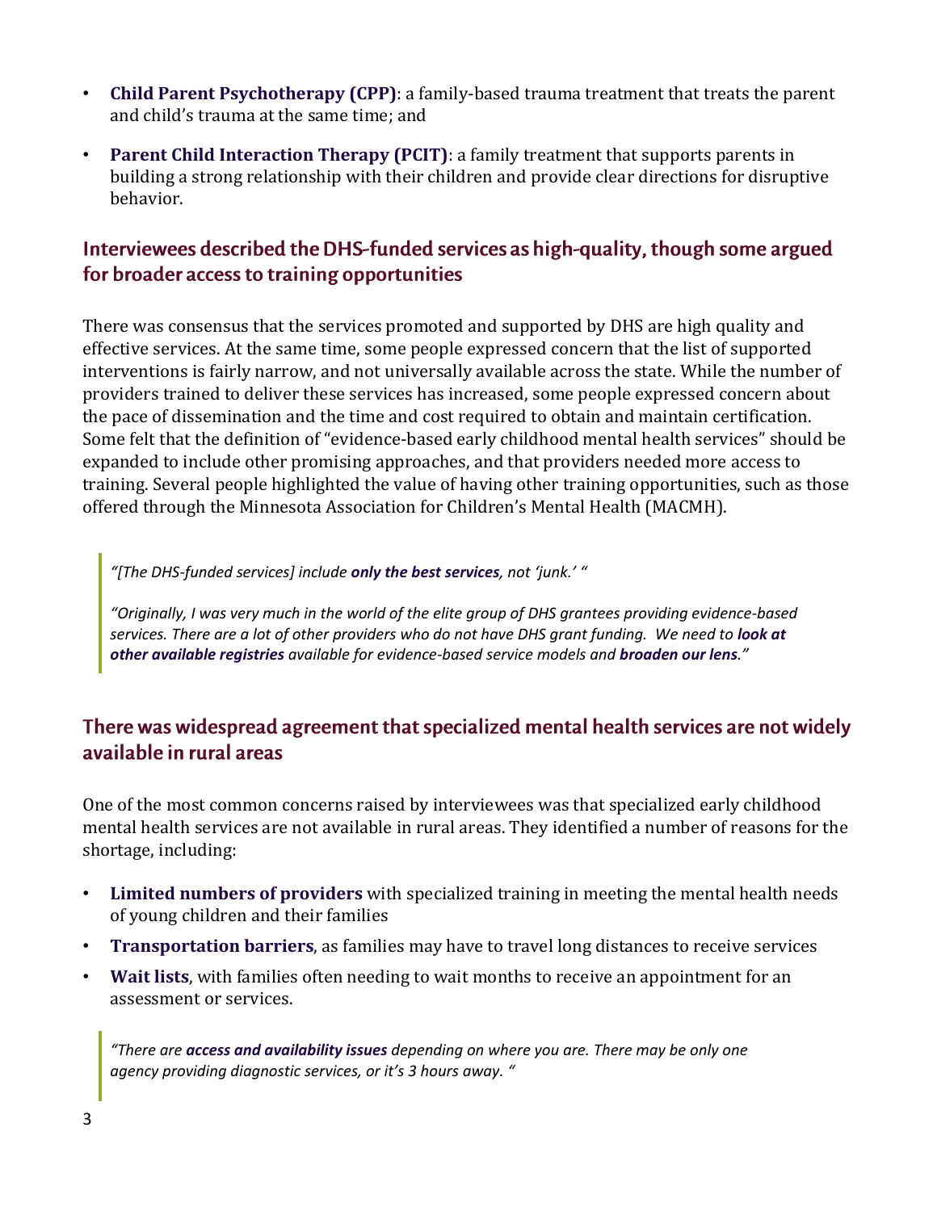- **Child Parent Psychotherapy (CPP)**: a family-based trauma treatment that treats the parent and child's trauma at the same time; and
- **Parent Child Interaction Therapy (PCIT)**: a family treatment that supports parents in building a strong relationship with their children and provide clear directions for disruptive behavior.

## Interviewees described the DHS-funded services as high-quality, though some argued for broader access to training opportunities

There was consensus that the services promoted and supported by DHS are high quality and effective services. At the same time, some people expressed concern that the list of supported interventions is fairly narrow, and not universally available across the state. While the number of providers trained to deliver these services has increased, some people expressed concern about the pace of dissemination and the time and cost required to obtain and maintain certification. Some felt that the definition of "evidence-based early childhood mental health services" should be expanded to include other promising approaches, and that providers needed more access to training. Several people highlighted the value of having other training opportunities, such as those offered through the Minnesota Association for Children's Mental Health (MACMH).

> *"[The DHS-funded services] include **only the best services**, not 'junk.' "*
>
> *"Originally, I was very much in the world of the elite group of DHS grantees providing evidence-based services. There are a lot of other providers who do not have DHS grant funding. We need to **look at other available registries** available for evidence-based service models and **broaden our lens**."*

## There was widespread agreement that specialized mental health services are not widely available in rural areas

One of the most common concerns raised by interviewees was that specialized early childhood mental health services are not available in rural areas. They identified a number of reasons for the shortage, including:

- **Limited numbers of providers** with specialized training in meeting the mental health needs of young children and their families
- **Transportation barriers**, as families may have to travel long distances to receive services
- **Wait lists**, with families often needing to wait months to receive an appointment for an assessment or services.

> *"There are **access and availability issues** depending on where you are. There may be only one agency providing diagnostic services, or it's 3 hours away. "*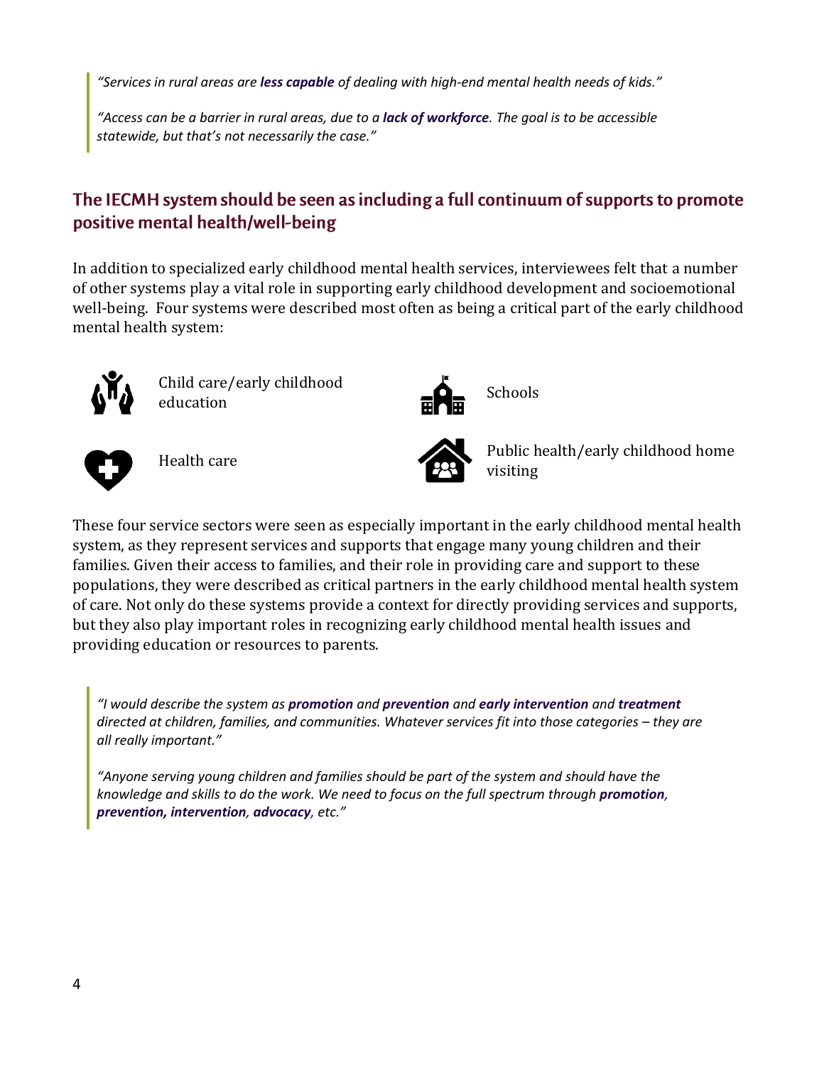> *"Services in rural areas are **less capable** of dealing with high-end mental health needs of kids."*
>
> *"Access can be a barrier in rural areas, due to a **lack of workforce**. The goal is to be accessible statewide, but that's not necessarily the case."*

## The IECMH system should be seen as including a full continuum of supports to promote positive mental health/well-being

In addition to specialized early childhood mental health services, interviewees felt that a number of other systems play a vital role in supporting early childhood development and socioemotional well-being. Four systems were described most often as being a critical part of the early childhood mental health system:

- Child care/early childhood education
- Schools
- Health care
- Public health/early childhood home visiting

These four service sectors were seen as especially important in the early childhood mental health system, as they represent services and supports that engage many young children and their families. Given their access to families, and their role in providing care and support to these populations, they were described as critical partners in the early childhood mental health system of care. Not only do these systems provide a context for directly providing services and supports, but they also play important roles in recognizing early childhood mental health issues and providing education or resources to parents.

> *"I would describe the system as **promotion** and **prevention** and **early intervention** and **treatment** directed at children, families, and communities. Whatever services fit into those categories – they are all really important."*
>
> *"Anyone serving young children and families should be part of the system and should have the knowledge and skills to do the work. We need to focus on the full spectrum through **promotion, prevention, intervention**, **advocacy**, etc."*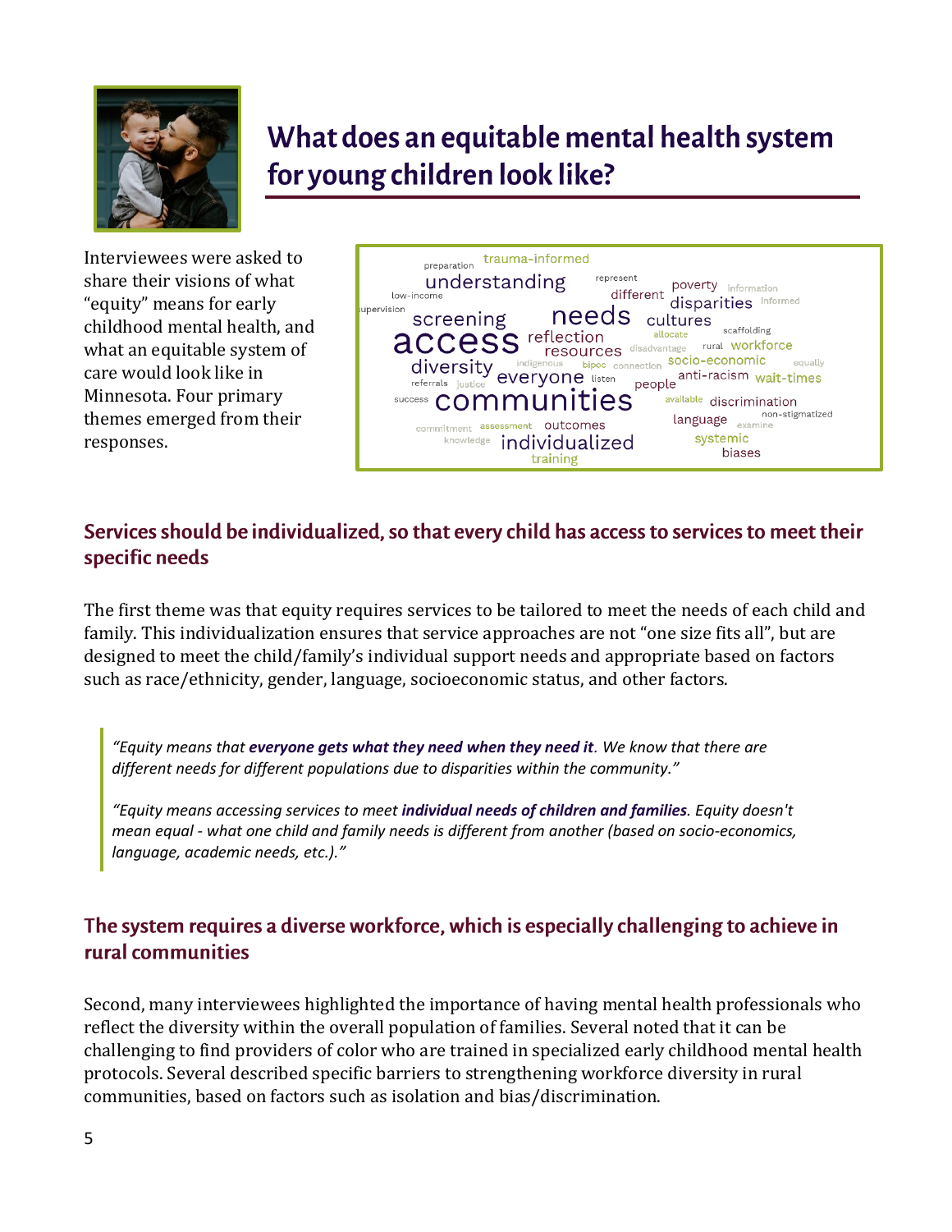## What does an equitable mental health system for young children look like?

Interviewees were asked to share their visions of what "equity" means for early childhood mental health, and what an equitable system of care would look like in Minnesota. Four primary themes emerged from their responses.

### Services should be individualized, so that every child has access to services to meet their specific needs

The first theme was that equity requires services to be tailored to meet the needs of each child and family. This individualization ensures that service approaches are not "one size fits all", but are designed to meet the child/family's individual support needs and appropriate based on factors such as race/ethnicity, gender, language, socioeconomic status, and other factors.

> *"Equity means that **everyone gets what they need when they need it**. We know that there are different needs for different populations due to disparities within the community."*
>
> *"Equity means accessing services to meet **individual needs of children and families**. Equity doesn't mean equal - what one child and family needs is different from another (based on socio-economics, language, academic needs, etc.)."*

### The system requires a diverse workforce, which is especially challenging to achieve in rural communities

Second, many interviewees highlighted the importance of having mental health professionals who reflect the diversity within the overall population of families. Several noted that it can be challenging to find providers of color who are trained in specialized early childhood mental health protocols. Several described specific barriers to strengthening workforce diversity in rural communities, based on factors such as isolation and bias/discrimination.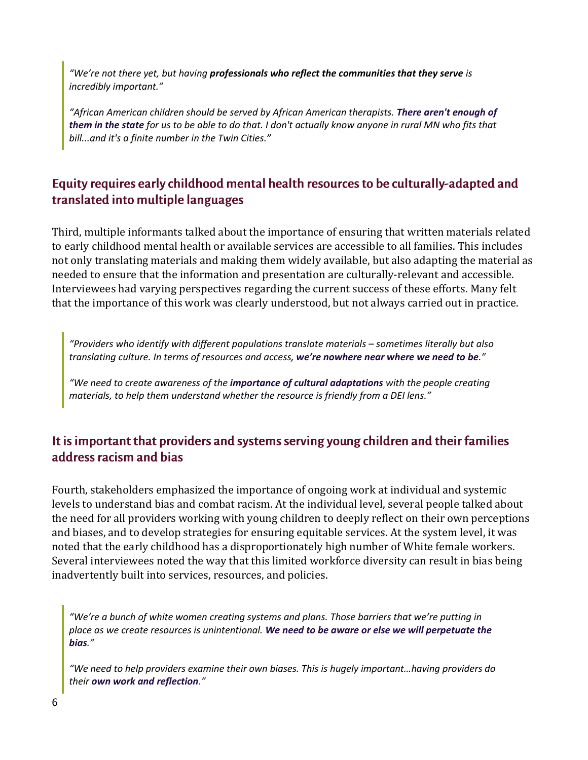> *"We're not there yet, but having **professionals who reflect the communities that they serve** is incredibly important."*
>
> *"African American children should be served by African American therapists. **There aren't enough of them in the state** for us to be able to do that. I don't actually know anyone in rural MN who fits that bill...and it's a finite number in the Twin Cities."*

## Equity requires early childhood mental health resources to be culturally-adapted and translated into multiple languages

Third, multiple informants talked about the importance of ensuring that written materials related to early childhood mental health or available services are accessible to all families. This includes not only translating materials and making them widely available, but also adapting the material as needed to ensure that the information and presentation are culturally-relevant and accessible. Interviewees had varying perspectives regarding the current success of these efforts. Many felt that the importance of this work was clearly understood, but not always carried out in practice.

> *"Providers who identify with different populations translate materials – sometimes literally but also translating culture. In terms of resources and access, **we're nowhere near where we need to be**."*
>
> *"We need to create awareness of the **importance of cultural adaptations** with the people creating materials, to help them understand whether the resource is friendly from a DEI lens."*

## It is important that providers and systems serving young children and their families address racism and bias

Fourth, stakeholders emphasized the importance of ongoing work at individual and systemic levels to understand bias and combat racism. At the individual level, several people talked about the need for all providers working with young children to deeply reflect on their own perceptions and biases, and to develop strategies for ensuring equitable services. At the system level, it was noted that the early childhood has a disproportionately high number of White female workers. Several interviewees noted the way that this limited workforce diversity can result in bias being inadvertently built into services, resources, and policies.

> *"We're a bunch of white women creating systems and plans. Those barriers that we're putting in place as we create resources is unintentional. **We need to be aware or else we will perpetuate the bias**."*
>
> *"We need to help providers examine their own biases. This is hugely important…having providers do their **own work and reflection**."*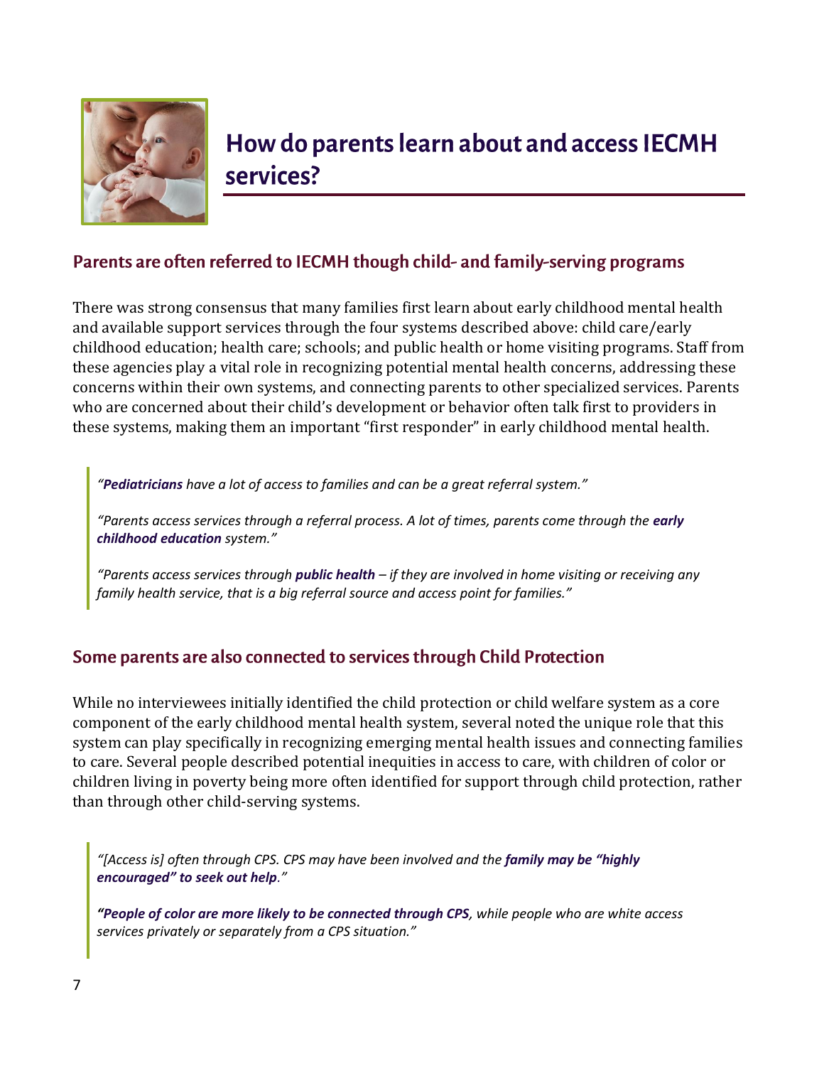# How do parents learn about and access IECMH services?

## Parents are often referred to IECMH though child- and family-serving programs

There was strong consensus that many families first learn about early childhood mental health and available support services through the four systems described above: child care/early childhood education; health care; schools; and public health or home visiting programs. Staff from these agencies play a vital role in recognizing potential mental health concerns, addressing these concerns within their own systems, and connecting parents to other specialized services. Parents who are concerned about their child's development or behavior often talk first to providers in these systems, making them an important "first responder" in early childhood mental health.

> *"**Pediatricians** have a lot of access to families and can be a great referral system."*
>
> *"Parents access services through a referral process. A lot of times, parents come through the **early childhood education** system."*
>
> *"Parents access services through **public health** – if they are involved in home visiting or receiving any family health service, that is a big referral source and access point for families."*

## Some parents are also connected to services through Child Protection

While no interviewees initially identified the child protection or child welfare system as a core component of the early childhood mental health system, several noted the unique role that this system can play specifically in recognizing emerging mental health issues and connecting families to care. Several people described potential inequities in access to care, with children of color or children living in poverty being more often identified for support through child protection, rather than through other child-serving systems.

> *"[Access is] often through CPS. CPS may have been involved and the **family may be "highly encouraged" to seek out help**."*
>
> ***"People of color are more likely to be connected through CPS**, while people who are white access services privately or separately from a CPS situation."*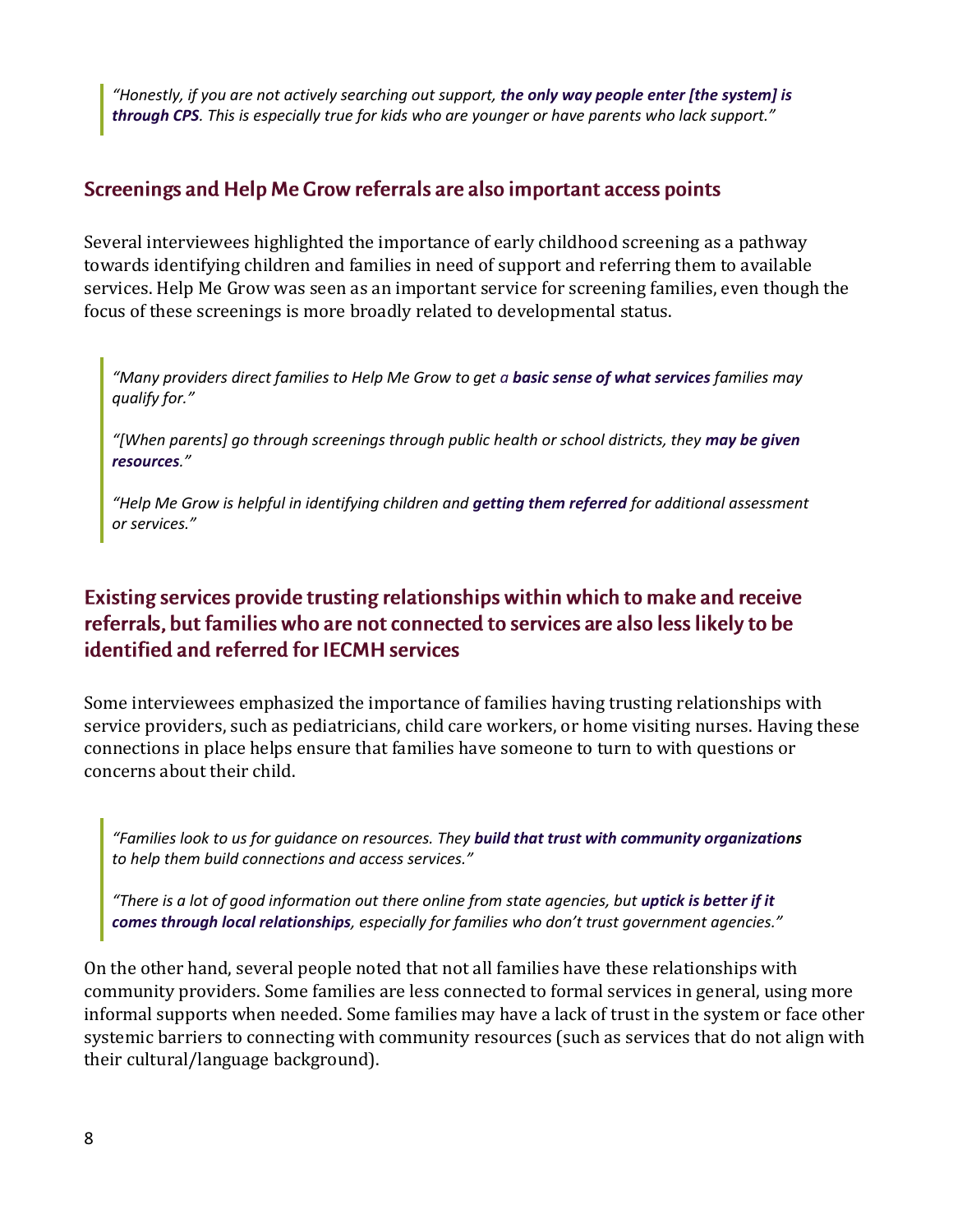> *"Honestly, if you are not actively searching out support, **the only way people enter [the system] is through CPS**. This is especially true for kids who are younger or have parents who lack support."*

## Screenings and Help Me Grow referrals are also important access points

Several interviewees highlighted the importance of early childhood screening as a pathway towards identifying children and families in need of support and referring them to available services. Help Me Grow was seen as an important service for screening families, even though the focus of these screenings is more broadly related to developmental status.

> *"Many providers direct families to Help Me Grow to get a **basic sense of what services** families may qualify for."*
>
> *"[When parents] go through screenings through public health or school districts, they **may be given resources**."*
>
> *"Help Me Grow is helpful in identifying children and **getting them referred** for additional assessment or services."*

## Existing services provide trusting relationships within which to make and receive referrals, but families who are not connected to services are also less likely to be identified and referred for IECMH services

Some interviewees emphasized the importance of families having trusting relationships with service providers, such as pediatricians, child care workers, or home visiting nurses. Having these connections in place helps ensure that families have someone to turn to with questions or concerns about their child.

> *"Families look to us for guidance on resources. They **build that trust with community organizations** to help them build connections and access services."*
>
> *"There is a lot of good information out there online from state agencies, but **uptick is better if it comes through local relationships**, especially for families who don't trust government agencies."*

On the other hand, several people noted that not all families have these relationships with community providers. Some families are less connected to formal services in general, using more informal supports when needed. Some families may have a lack of trust in the system or face other systemic barriers to connecting with community resources (such as services that do not align with their cultural/language background).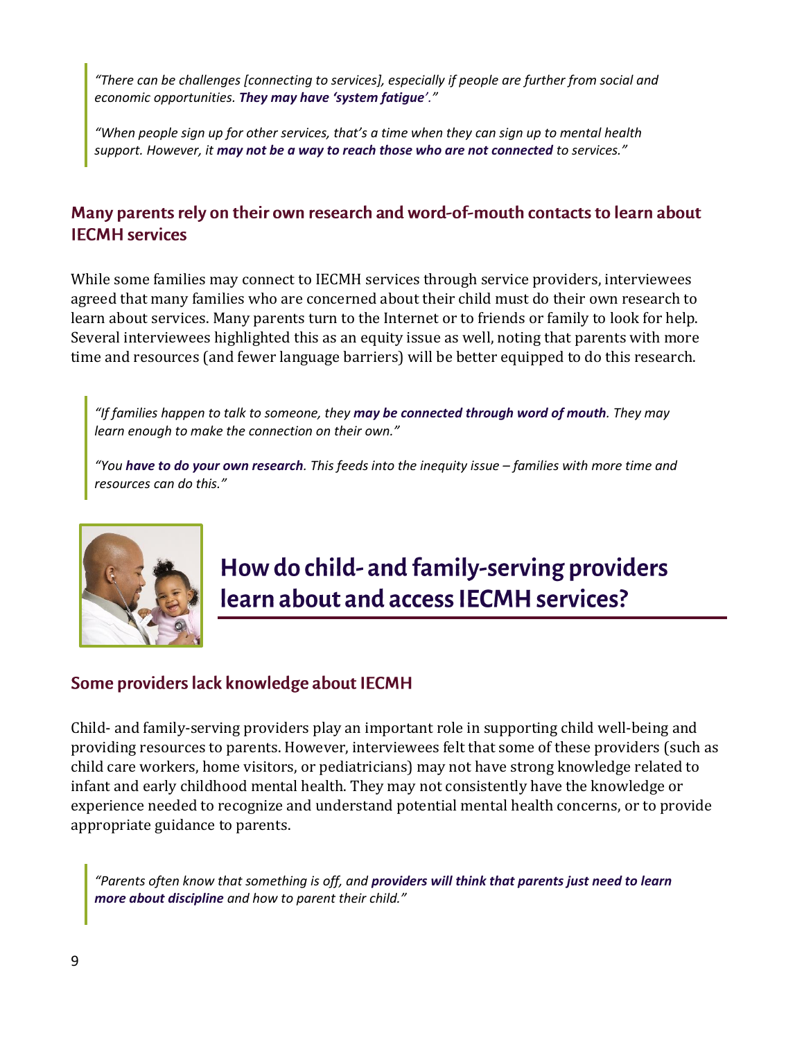> *"There can be challenges [connecting to services], especially if people are further from social and economic opportunities. **They may have 'system fatigue'**."*
>
> *"When people sign up for other services, that's a time when they can sign up to mental health support. However, it **may not be a way to reach those who are not connected** to services."*

### Many parents rely on their own research and word-of-mouth contacts to learn about IECMH services

While some families may connect to IECMH services through service providers, interviewees agreed that many families who are concerned about their child must do their own research to learn about services. Many parents turn to the Internet or to friends or family to look for help. Several interviewees highlighted this as an equity issue as well, noting that parents with more time and resources (and fewer language barriers) will be better equipped to do this research.

> *"If families happen to talk to someone, they **may be connected through word of mouth**. They may learn enough to make the connection on their own."*
>
> *"You **have to do your own research**. This feeds into the inequity issue – families with more time and resources can do this."*

## How do child- and family-serving providers learn about and access IECMH services?

### Some providers lack knowledge about IECMH

Child- and family-serving providers play an important role in supporting child well-being and providing resources to parents. However, interviewees felt that some of these providers (such as child care workers, home visitors, or pediatricians) may not have strong knowledge related to infant and early childhood mental health. They may not consistently have the knowledge or experience needed to recognize and understand potential mental health concerns, or to provide appropriate guidance to parents.

> *"Parents often know that something is off, and **providers will think that parents just need to learn more about discipline** and how to parent their child."*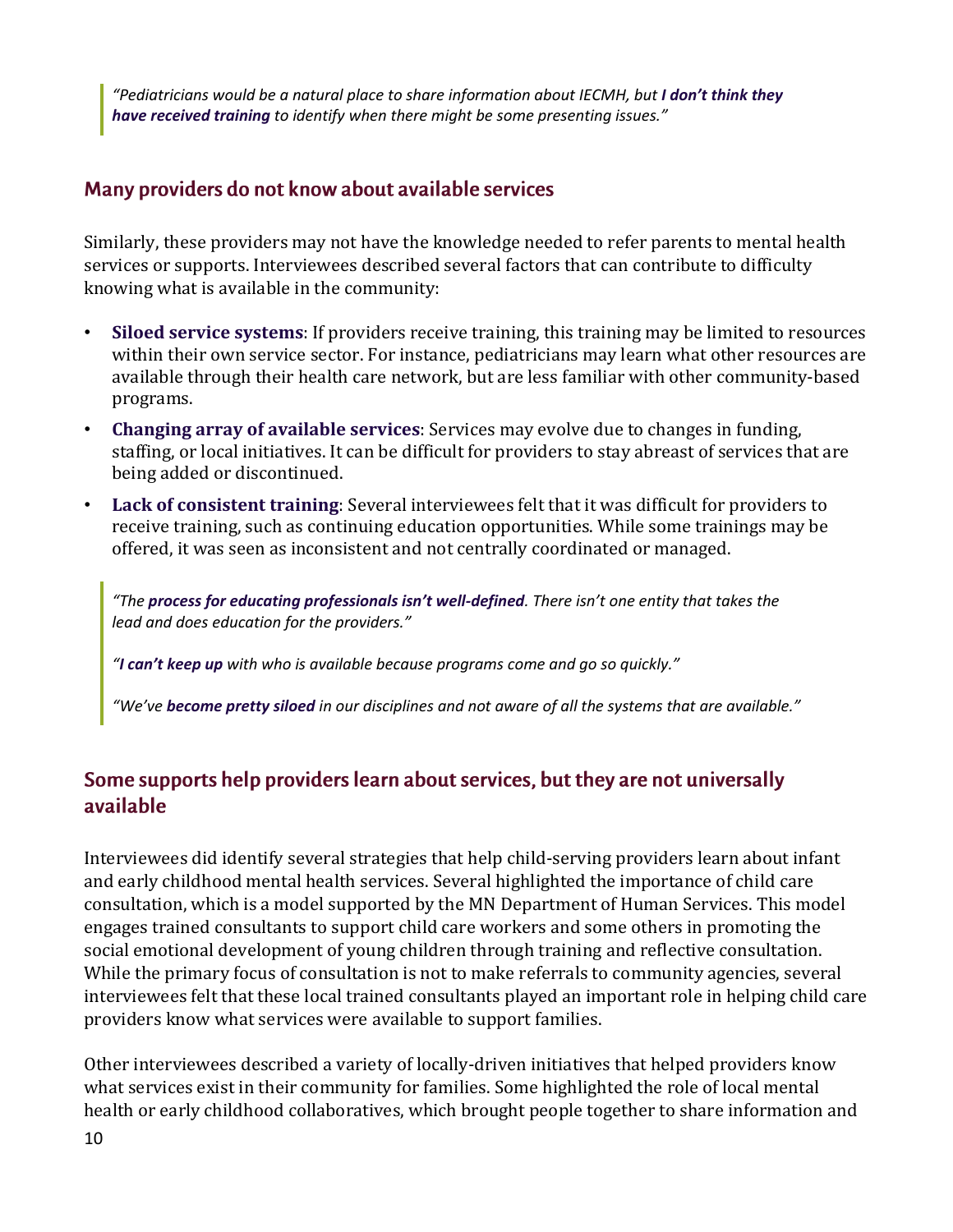> *"Pediatricians would be a natural place to share information about IECMH, but **I don't think they have received training** to identify when there might be some presenting issues."*

## Many providers do not know about available services

Similarly, these providers may not have the knowledge needed to refer parents to mental health services or supports. Interviewees described several factors that can contribute to difficulty knowing what is available in the community:

- **Siloed service systems**: If providers receive training, this training may be limited to resources within their own service sector. For instance, pediatricians may learn what other resources are available through their health care network, but are less familiar with other community-based programs.
- **Changing array of available services**: Services may evolve due to changes in funding, staffing, or local initiatives. It can be difficult for providers to stay abreast of services that are being added or discontinued.
- **Lack of consistent training**: Several interviewees felt that it was difficult for providers to receive training, such as continuing education opportunities. While some trainings may be offered, it was seen as inconsistent and not centrally coordinated or managed.

> *"The **process for educating professionals isn't well-defined**. There isn't one entity that takes the lead and does education for the providers."*
>
> *"**I can't keep up** with who is available because programs come and go so quickly."*
>
> *"We've **become pretty siloed** in our disciplines and not aware of all the systems that are available."*

## Some supports help providers learn about services, but they are not universally available

Interviewees did identify several strategies that help child-serving providers learn about infant and early childhood mental health services. Several highlighted the importance of child care consultation, which is a model supported by the MN Department of Human Services. This model engages trained consultants to support child care workers and some others in promoting the social emotional development of young children through training and reflective consultation. While the primary focus of consultation is not to make referrals to community agencies, several interviewees felt that these local trained consultants played an important role in helping child care providers know what services were available to support families.

Other interviewees described a variety of locally-driven initiatives that helped providers know what services exist in their community for families. Some highlighted the role of local mental health or early childhood collaboratives, which brought people together to share information and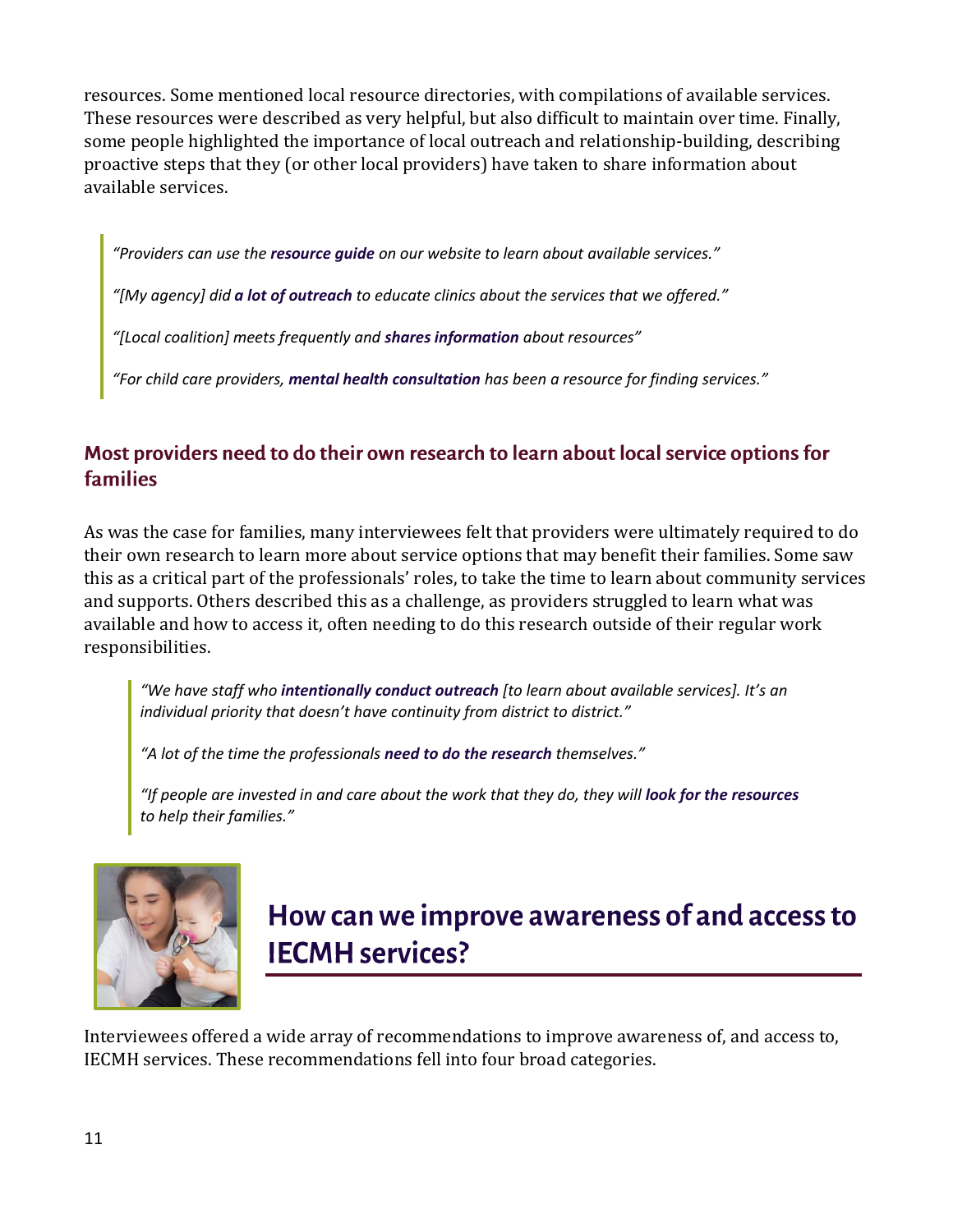resources. Some mentioned local resource directories, with compilations of available services. These resources were described as very helpful, but also difficult to maintain over time. Finally, some people highlighted the importance of local outreach and relationship-building, describing proactive steps that they (or other local providers) have taken to share information about available services.

> *"Providers can use the* ***resource guide*** *on our website to learn about available services."*
>
> *"[My agency] did* ***a lot of outreach*** *to educate clinics about the services that we offered."*
>
> *"[Local coalition] meets frequently and* ***shares information*** *about resources"*
>
> *"For child care providers,* ***mental health consultation*** *has been a resource for finding services."*

## Most providers need to do their own research to learn about local service options for families

As was the case for families, many interviewees felt that providers were ultimately required to do their own research to learn more about service options that may benefit their families. Some saw this as a critical part of the professionals' roles, to take the time to learn about community services and supports. Others described this as a challenge, as providers struggled to learn what was available and how to access it, often needing to do this research outside of their regular work responsibilities.

> *"We have staff who* ***intentionally conduct outreach*** *[to learn about available services]. It's an individual priority that doesn't have continuity from district to district."*
>
> *"A lot of the time the professionals* ***need to do the research*** *themselves."*
>
> *"If people are invested in and care about the work that they do, they will* ***look for the resources*** *to help their families."*

# How can we improve awareness of and access to IECMH services?

Interviewees offered a wide array of recommendations to improve awareness of, and access to, IECMH services. These recommendations fell into four broad categories.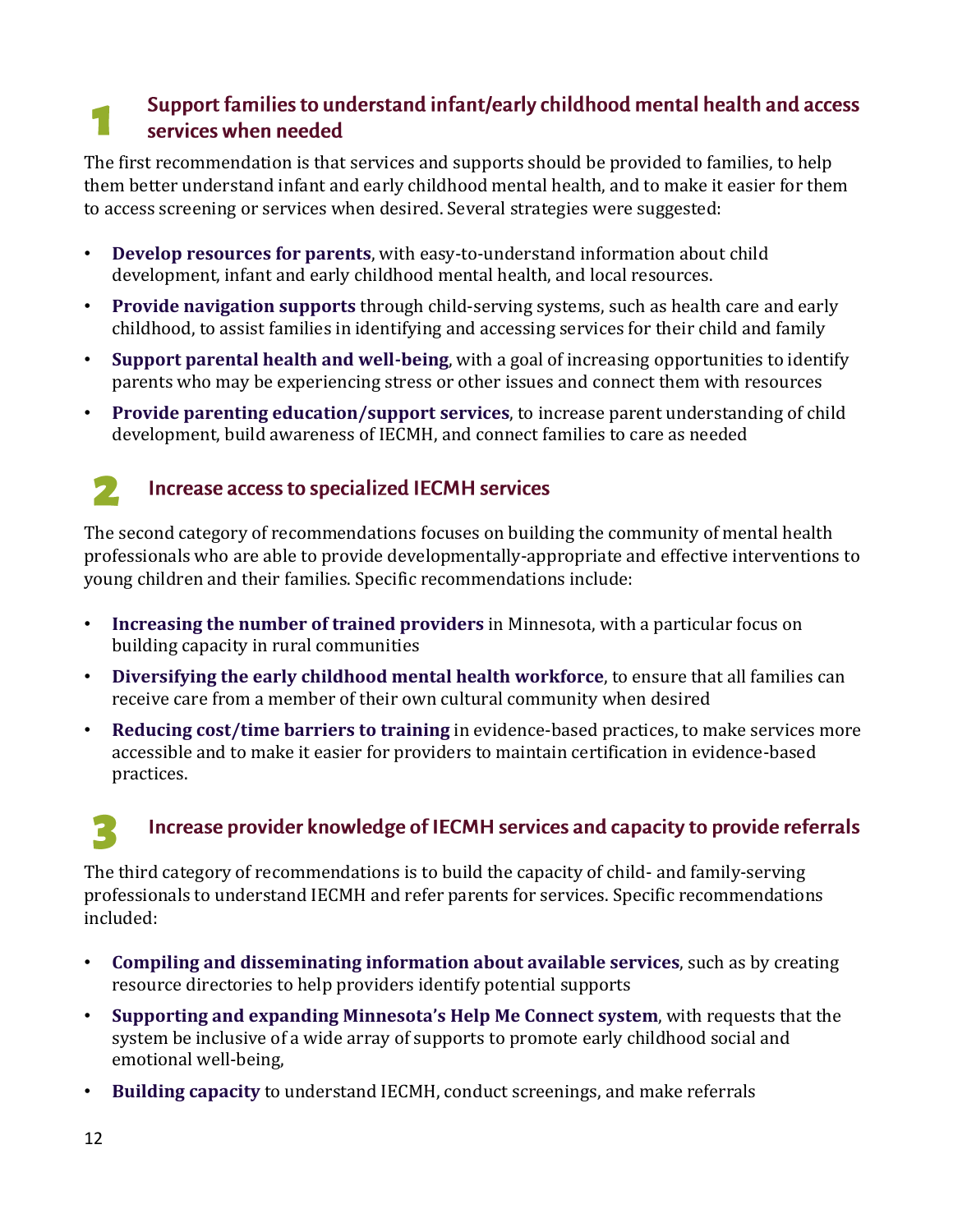## 1 Support families to understand infant/early childhood mental health and access services when needed

The first recommendation is that services and supports should be provided to families, to help them better understand infant and early childhood mental health, and to make it easier for them to access screening or services when desired. Several strategies were suggested:

- **Develop resources for parents**, with easy-to-understand information about child development, infant and early childhood mental health, and local resources.
- **Provide navigation supports** through child-serving systems, such as health care and early childhood, to assist families in identifying and accessing services for their child and family
- **Support parental health and well-being**, with a goal of increasing opportunities to identify parents who may be experiencing stress or other issues and connect them with resources
- **Provide parenting education/support services**, to increase parent understanding of child development, build awareness of IECMH, and connect families to care as needed

## 2 Increase access to specialized IECMH services

The second category of recommendations focuses on building the community of mental health professionals who are able to provide developmentally-appropriate and effective interventions to young children and their families. Specific recommendations include:

- **Increasing the number of trained providers** in Minnesota, with a particular focus on building capacity in rural communities
- **Diversifying the early childhood mental health workforce**, to ensure that all families can receive care from a member of their own cultural community when desired
- **Reducing cost/time barriers to training** in evidence-based practices, to make services more accessible and to make it easier for providers to maintain certification in evidence-based practices.

## 3 Increase provider knowledge of IECMH services and capacity to provide referrals

The third category of recommendations is to build the capacity of child- and family-serving professionals to understand IECMH and refer parents for services. Specific recommendations included:

- **Compiling and disseminating information about available services**, such as by creating resource directories to help providers identify potential supports
- **Supporting and expanding Minnesota's Help Me Connect system**, with requests that the system be inclusive of a wide array of supports to promote early childhood social and emotional well-being,
- **Building capacity** to understand IECMH, conduct screenings, and make referrals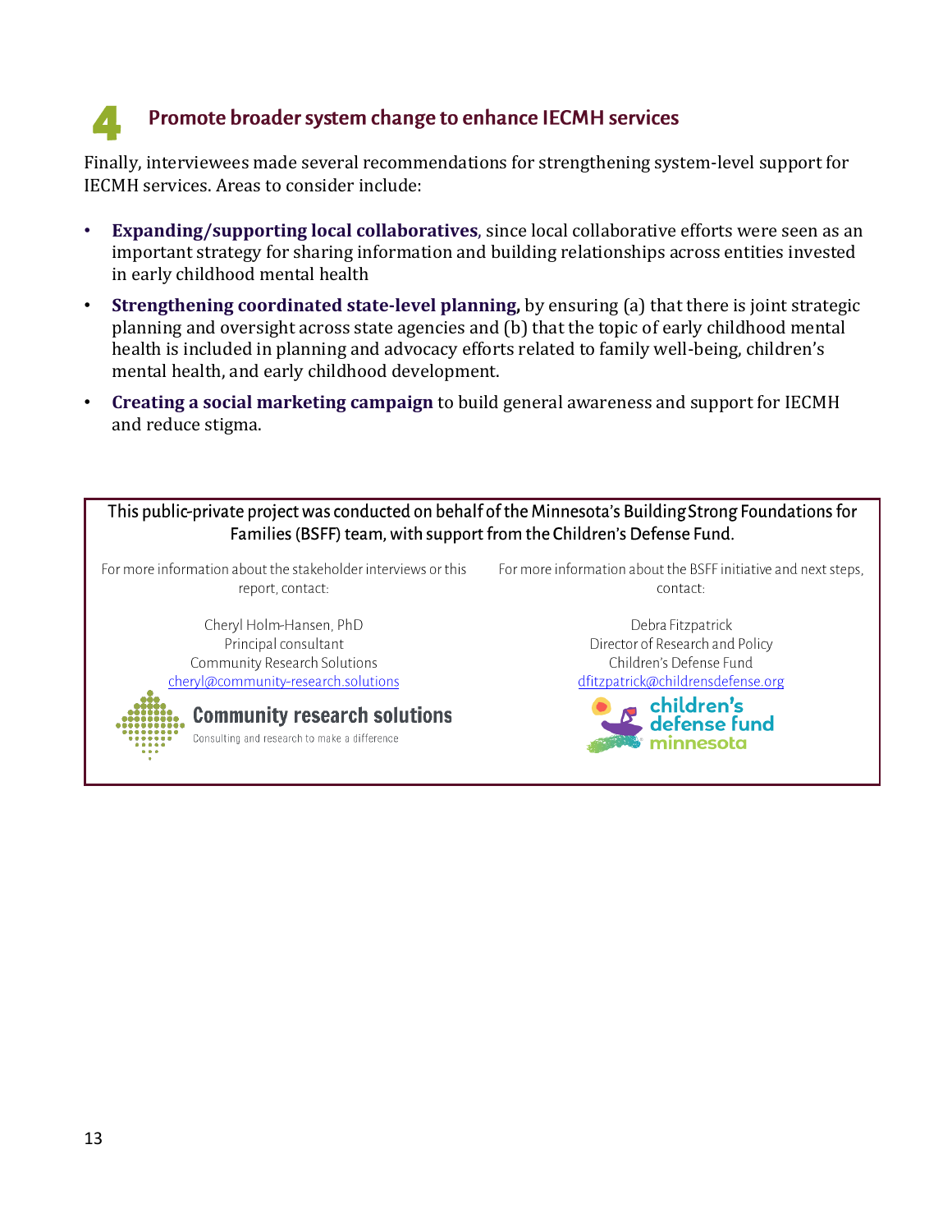## 4 Promote broader system change to enhance IECMH services

Finally, interviewees made several recommendations for strengthening system-level support for IECMH services. Areas to consider include:

- **Expanding/supporting local collaboratives**, since local collaborative efforts were seen as an important strategy for sharing information and building relationships across entities invested in early childhood mental health
- **Strengthening coordinated state-level planning,** by ensuring (a) that there is joint strategic planning and oversight across state agencies and (b) that the topic of early childhood mental health is included in planning and advocacy efforts related to family well-being, children's mental health, and early childhood development.
- **Creating a social marketing campaign** to build general awareness and support for IECMH and reduce stigma.

This public-private project was conducted on behalf of the Minnesota's Building Strong Foundations for Families (BSFF) team, with support from the Children's Defense Fund.

For more information about the stakeholder interviews or this report, contact:

Cheryl Holm-Hansen, PhD
Principal consultant
Community Research Solutions
cheryl@community-research.solutions

Community research solutions
Consulting and research to make a difference

For more information about the BSFF initiative and next steps, contact:

Debra Fitzpatrick
Director of Research and Policy
Children's Defense Fund
dfitzpatrick@childrensdefense.org

children's defense fund minnesota